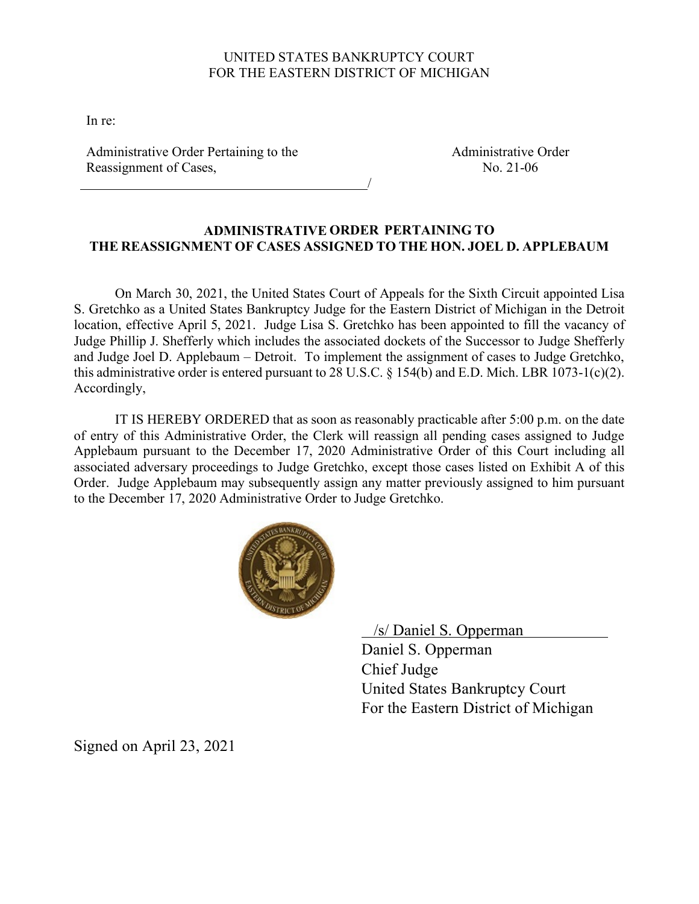UNITED STATES BANKRUPTCY COURT
FOR THE EASTERN DISTRICT OF MICHIGAN

In re:

Administrative Order Pertaining to the Reassignment of Cases, /

Administrative Order No. 21-06

## ADMINISTRATIVE ORDER PERTAINING TO THE REASSIGNMENT OF CASES ASSIGNED TO THE HON. JOEL D. APPLEBAUM

On March 30, 2021, the United States Court of Appeals for the Sixth Circuit appointed Lisa S. Gretchko as a United States Bankruptcy Judge for the Eastern District of Michigan in the Detroit location, effective April 5, 2021. Judge Lisa S. Gretchko has been appointed to fill the vacancy of Judge Phillip J. Shefferly which includes the associated dockets of the Successor to Judge Shefferly and Judge Joel D. Applebaum – Detroit. To implement the assignment of cases to Judge Gretchko, this administrative order is entered pursuant to 28 U.S.C. § 154(b) and E.D. Mich. LBR 1073-1(c)(2). Accordingly,

IT IS HEREBY ORDERED that as soon as reasonably practicable after 5:00 p.m. on the date of entry of this Administrative Order, the Clerk will reassign all pending cases assigned to Judge Applebaum pursuant to the December 17, 2020 Administrative Order of this Court including all associated adversary proceedings to Judge Gretchko, except those cases listed on Exhibit A of this Order. Judge Applebaum may subsequently assign any matter previously assigned to him pursuant to the December 17, 2020 Administrative Order to Judge Gretchko.

/s/ Daniel S. Opperman
Daniel S. Opperman
Chief Judge
United States Bankruptcy Court
For the Eastern District of Michigan

Signed on April 23, 2021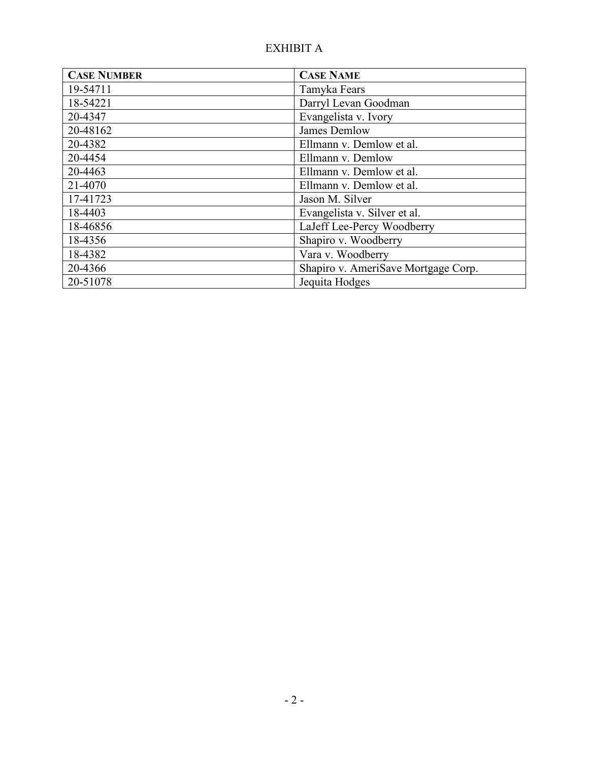EXHIBIT A

| CASE NUMBER | CASE NAME |
| --- | --- |
| 19-54711 | Tamyka Fears |
| 18-54221 | Darryl Levan Goodman |
| 20-4347 | Evangelista v. Ivory |
| 20-48162 | James Demlow |
| 20-4382 | Ellmann v. Demlow et al. |
| 20-4454 | Ellmann v. Demlow |
| 20-4463 | Ellmann v. Demlow et al. |
| 21-4070 | Ellmann v. Demlow et al. |
| 17-41723 | Jason M. Silver |
| 18-4403 | Evangelista v. Silver et al. |
| 18-46856 | LaJeff Lee-Percy Woodberry |
| 18-4356 | Shapiro v. Woodberry |
| 18-4382 | Vara v. Woodberry |
| 20-4366 | Shapiro v. AmeriSave Mortgage Corp. |
| 20-51078 | Jequita Hodges |